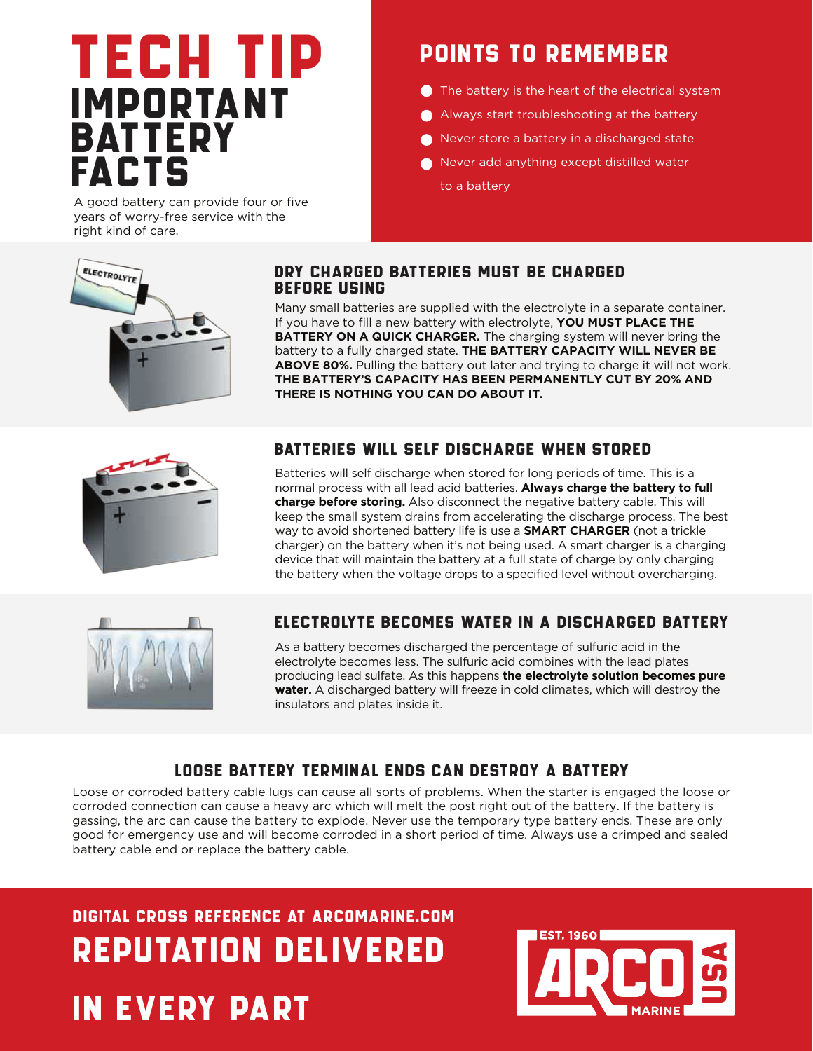# TECH TIP
# IMPORTANT BATTERY FACTS

A good battery can provide four or five years of worry-free service with the right kind of care.

## POINTS TO REMEMBER

- The battery is the heart of the electrical system
- Always start troubleshooting at the battery
- Never store a battery in a discharged state
- Never add anything except distilled water to a battery

ELECTROLYTE

### DRY CHARGED BATTERIES MUST BE CHARGED BEFORE USING

Many small batteries are supplied with the electrolyte in a separate container. If you have to fill a new battery with electrolyte, **YOU MUST PLACE THE BATTERY ON A QUICK CHARGER.** The charging system will never bring the battery to a fully charged state. **THE BATTERY CAPACITY WILL NEVER BE ABOVE 80%.** Pulling the battery out later and trying to charge it will not work. **THE BATTERY'S CAPACITY HAS BEEN PERMANENTLY CUT BY 20% AND THERE IS NOTHING YOU CAN DO ABOUT IT.**

### BATTERIES WILL SELF DISCHARGE WHEN STORED

Batteries will self discharge when stored for long periods of time. This is a normal process with all lead acid batteries. **Always charge the battery to full charge before storing.** Also disconnect the negative battery cable. This will keep the small system drains from accelerating the discharge process. The best way to avoid shortened battery life is use a **SMART CHARGER** (not a trickle charger) on the battery when it's not being used. A smart charger is a charging device that will maintain the battery at a full state of charge by only charging the battery when the voltage drops to a specified level without overcharging.

### ELECTROLYTE BECOMES WATER IN A DISCHARGED BATTERY

As a battery becomes discharged the percentage of sulfuric acid in the electrolyte becomes less. The sulfuric acid combines with the lead plates producing lead sulfate. As this happens **the electrolyte solution becomes pure water.** A discharged battery will freeze in cold climates, which will destroy the insulators and plates inside it.

### LOOSE BATTERY TERMINAL ENDS CAN DESTROY A BATTERY

Loose or corroded battery cable lugs can cause all sorts of problems. When the starter is engaged the loose or corroded connection can cause a heavy arc which will melt the post right out of the battery. If the battery is gassing, the arc can cause the battery to explode. Never use the temporary type battery ends. These are only good for emergency use and will become corroded in a short period of time. Always use a crimped and sealed battery cable end or replace the battery cable.

**DIGITAL CROSS REFERENCE AT ARCOMARINE.COM**

**REPUTATION DELIVERED IN EVERY PART**

EST. 1960 ARCO MARINE USA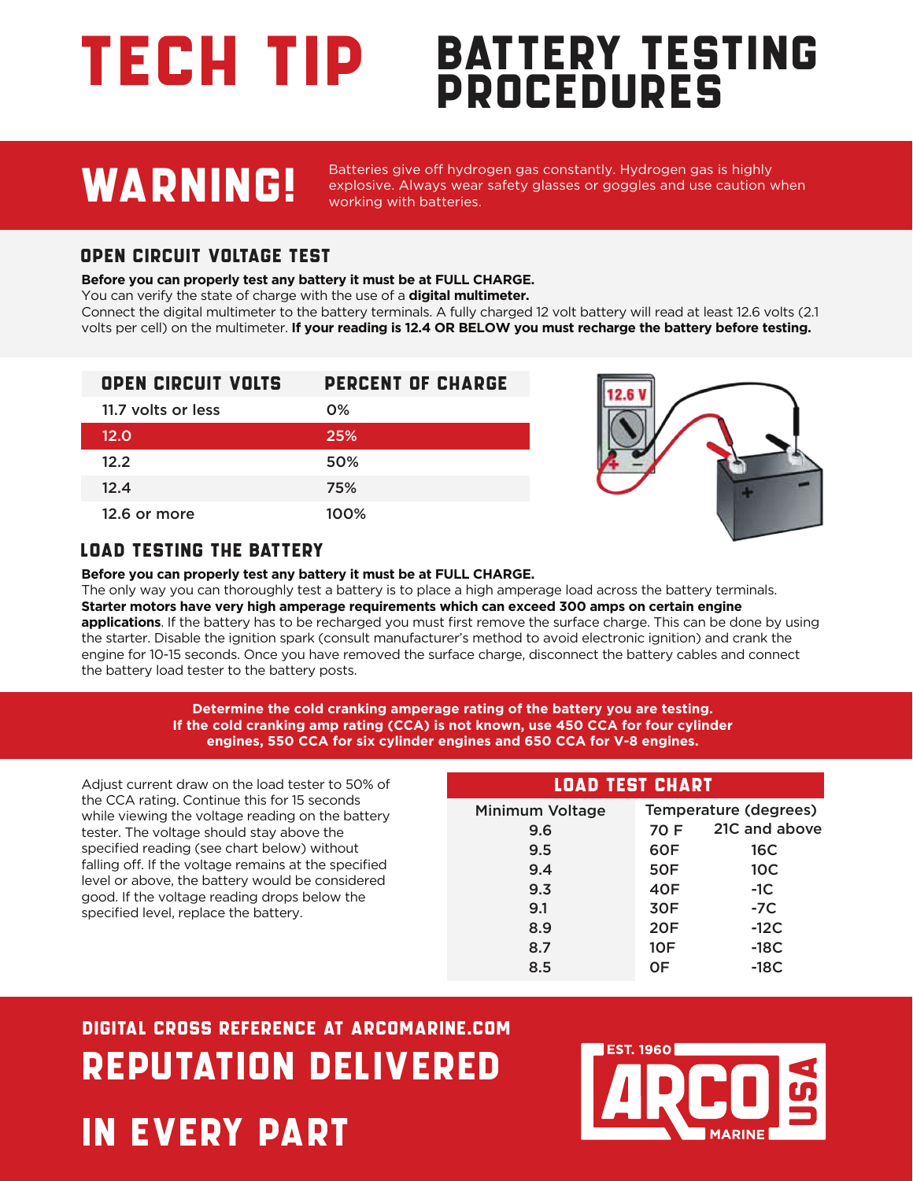# TECH TIP BATTERY TESTING PROCEDURES

## WARNING!

Batteries give off hydrogen gas constantly. Hydrogen gas is highly explosive. Always wear safety glasses or goggles and use caution when working with batteries.

## OPEN CIRCUIT VOLTAGE TEST

**Before you can properly test any battery it must be at FULL CHARGE.**
You can verify the state of charge with the use of a **digital multimeter.**
Connect the digital multimeter to the battery terminals. A fully charged 12 volt battery will read at least 12.6 volts (2.1 volts per cell) on the multimeter. **If your reading is 12.4 OR BELOW you must recharge the battery before testing.**

| OPEN CIRCUIT VOLTS | PERCENT OF CHARGE |
|---|---|
| 11.7 volts or less | 0% |
| 12.0 | 25% |
| 12.2 | 50% |
| 12.4 | 75% |
| 12.6 or more | 100% |

12.6 V

## LOAD TESTING THE BATTERY

**Before you can properly test any battery it must be at FULL CHARGE.**
The only way you can thoroughly test a battery is to place a high amperage load across the battery terminals. **Starter motors have very high amperage requirements which can exceed 300 amps on certain engine applications**. If the battery has to be recharged you must first remove the surface charge. This can be done by using the starter. Disable the ignition spark (consult manufacturer's method to avoid electronic ignition) and crank the engine for 10-15 seconds. Once you have removed the surface charge, disconnect the battery cables and connect the battery load tester to the battery posts.

**Determine the cold cranking amperage rating of the battery you are testing. If the cold cranking amp rating (CCA) is not known, use 450 CCA for four cylinder engines, 550 CCA for six cylinder engines and 650 CCA for V-8 engines.**

Adjust current draw on the load tester to 50% of the CCA rating. Continue this for 15 seconds while viewing the voltage reading on the battery tester. The voltage should stay above the specified reading (see chart below) without falling off. If the voltage remains at the specified level or above, the battery would be considered good. If the voltage reading drops below the specified level, replace the battery.

### LOAD TEST CHART

| Minimum Voltage | Temperature (degrees) | |
|---|---|---|
| 9.6 | 70 F | 21C and above |
| 9.5 | 60F | 16C |
| 9.4 | 50F | 10C |
| 9.3 | 40F | -1C |
| 9.1 | 30F | -7C |
| 8.9 | 20F | -12C |
| 8.7 | 10F | -18C |
| 8.5 | 0F | -18C |

DIGITAL CROSS REFERENCE AT ARCOMARINE.COM

REPUTATION DELIVERED IN EVERY PART

EST. 1960 ARCO MARINE USA